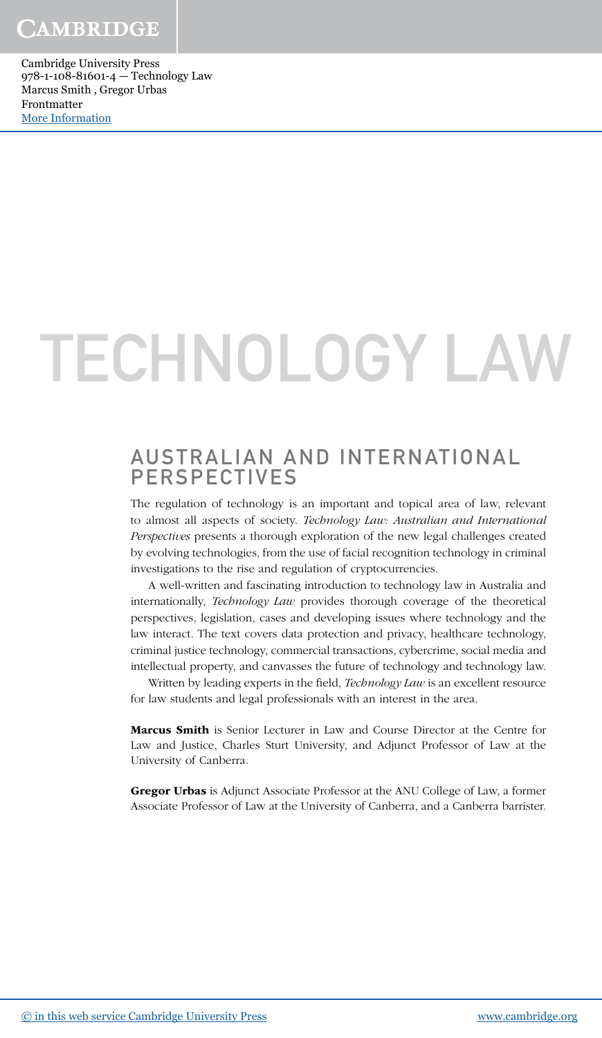# TECHNOLOGY LAW

## AUSTRALIAN AND INTERNATIONAL PERSPECTIVES

The regulation of technology is an important and topical area of law, relevant to almost all aspects of society. *Technology Law: Australian and International Perspectives* presents a thorough exploration of the new legal challenges created by evolving technologies, from the use of facial recognition technology in criminal investigations to the rise and regulation of cryptocurrencies.

A well-written and fascinating introduction to technology law in Australia and internationally, *Technology Law* provides thorough coverage of the theoretical perspectives, legislation, cases and developing issues where technology and the law interact. The text covers data protection and privacy, healthcare technology, criminal justice technology, commercial transactions, cybercrime, social media and intellectual property, and canvasses the future of technology and technology law.

Written by leading experts in the field, *Technology Law* is an excellent resource for law students and legal professionals with an interest in the area.

**Marcus Smith** is Senior Lecturer in Law and Course Director at the Centre for Law and Justice, Charles Sturt University, and Adjunct Professor of Law at the University of Canberra.

**Gregor Urbas** is Adjunct Associate Professor at the ANU College of Law, a former Associate Professor of Law at the University of Canberra, and a Canberra barrister.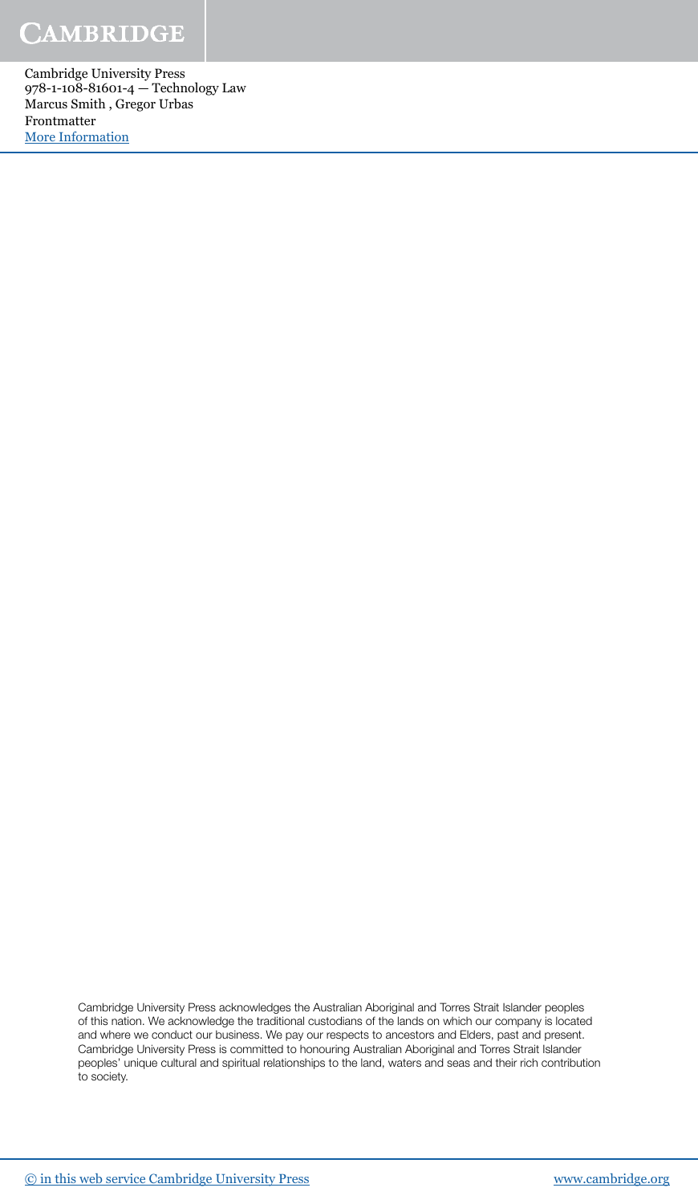Cambridge University Press acknowledges the Australian Aboriginal and Torres Strait Islander peoples of this nation. We acknowledge the traditional custodians of the lands on which our company is located and where we conduct our business. We pay our respects to ancestors and Elders, past and present. Cambridge University Press is committed to honouring Australian Aboriginal and Torres Strait Islander peoples' unique cultural and spiritual relationships to the land, waters and seas and their rich contribution to society.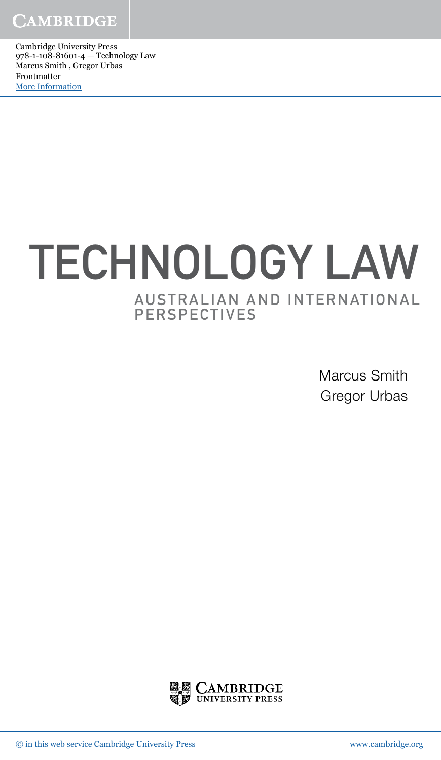# TECHNOLOGY LAW

## AUSTRALIAN AND INTERNATIONAL PERSPECTIVES

Marcus Smith
Gregor Urbas

CAMBRIDGE UNIVERSITY PRESS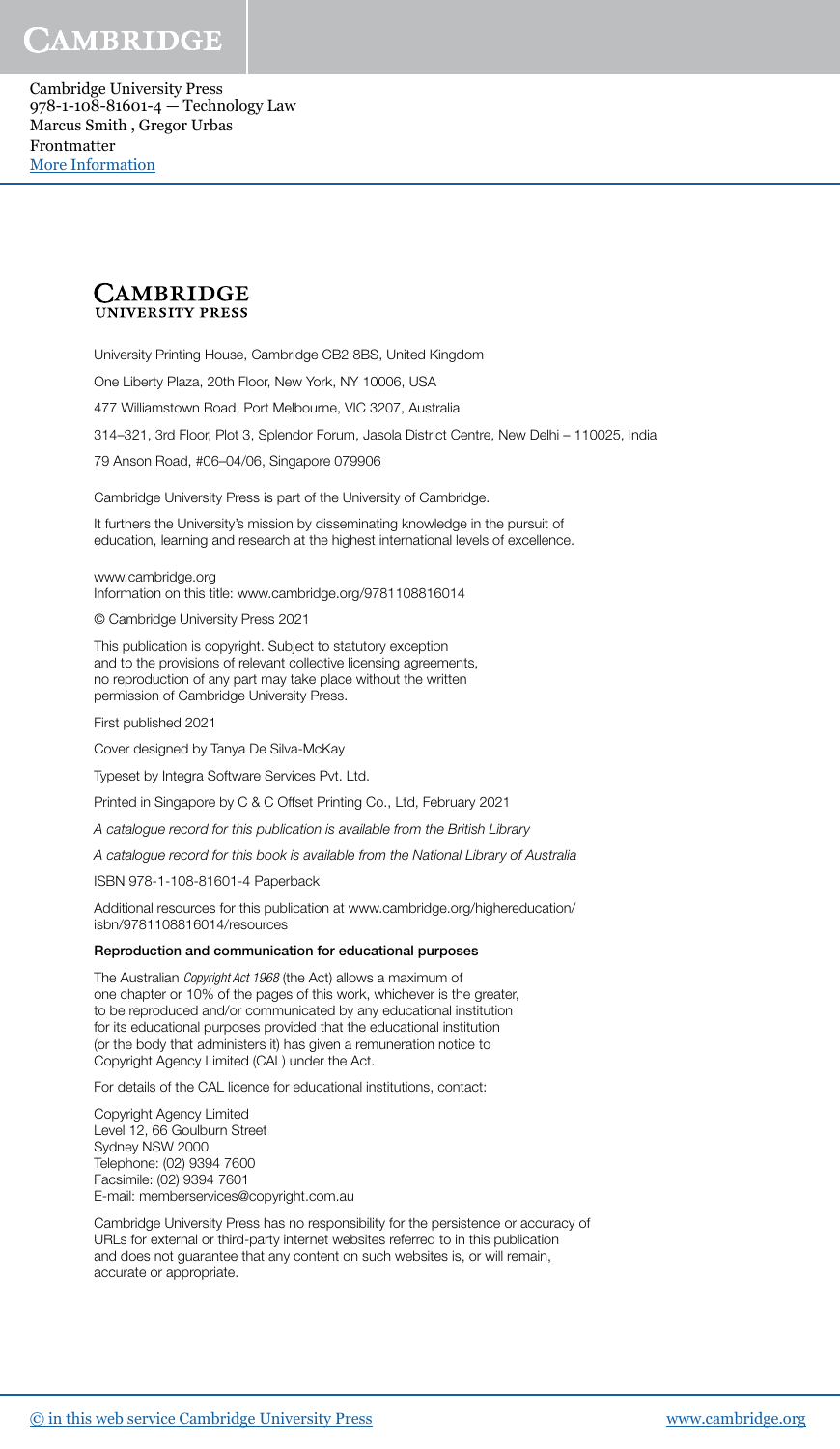CAMBRIDGE
UNIVERSITY PRESS

University Printing House, Cambridge CB2 8BS, United Kingdom

One Liberty Plaza, 20th Floor, New York, NY 10006, USA

477 Williamstown Road, Port Melbourne, VIC 3207, Australia

314–321, 3rd Floor, Plot 3, Splendor Forum, Jasola District Centre, New Delhi – 110025, India

79 Anson Road, #06–04/06, Singapore 079906

Cambridge University Press is part of the University of Cambridge.

It furthers the University's mission by disseminating knowledge in the pursuit of education, learning and research at the highest international levels of excellence.

www.cambridge.org
Information on this title: www.cambridge.org/9781108816014

© Cambridge University Press 2021

This publication is copyright. Subject to statutory exception and to the provisions of relevant collective licensing agreements, no reproduction of any part may take place without the written permission of Cambridge University Press.

First published 2021

Cover designed by Tanya De Silva-McKay

Typeset by Integra Software Services Pvt. Ltd.

Printed in Singapore by C & C Offset Printing Co., Ltd, February 2021

*A catalogue record for this publication is available from the British Library*

*A catalogue record for this book is available from the National Library of Australia*

ISBN 978-1-108-81601-4 Paperback

Additional resources for this publication at www.cambridge.org/highereducation/isbn/9781108816014/resources

**Reproduction and communication for educational purposes**

The Australian *Copyright Act 1968* (the Act) allows a maximum of one chapter or 10% of the pages of this work, whichever is the greater, to be reproduced and/or communicated by any educational institution for its educational purposes provided that the educational institution (or the body that administers it) has given a remuneration notice to Copyright Agency Limited (CAL) under the Act.

For details of the CAL licence for educational institutions, contact:

Copyright Agency Limited
Level 12, 66 Goulburn Street
Sydney NSW 2000
Telephone: (02) 9394 7600
Facsimile: (02) 9394 7601
E-mail: memberservices@copyright.com.au

Cambridge University Press has no responsibility for the persistence or accuracy of URLs for external or third-party internet websites referred to in this publication and does not guarantee that any content on such websites is, or will remain, accurate or appropriate.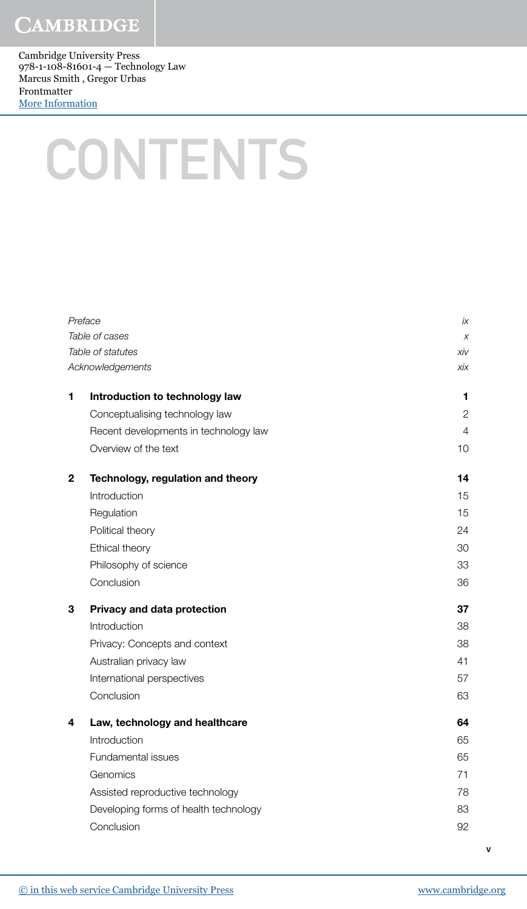# CONTENTS

| | | |
|---|---|---|
| | *Preface* | *ix* |
| | *Table of cases* | *x* |
| | *Table of statutes* | *xiv* |
| | *Acknowledgements* | *xix* |
| **1** | **Introduction to technology law** | **1** |
| | Conceptualising technology law | 2 |
| | Recent developments in technology law | 4 |
| | Overview of the text | 10 |
| **2** | **Technology, regulation and theory** | **14** |
| | Introduction | 15 |
| | Regulation | 15 |
| | Political theory | 24 |
| | Ethical theory | 30 |
| | Philosophy of science | 33 |
| | Conclusion | 36 |
| **3** | **Privacy and data protection** | **37** |
| | Introduction | 38 |
| | Privacy: Concepts and context | 38 |
| | Australian privacy law | 41 |
| | International perspectives | 57 |
| | Conclusion | 63 |
| **4** | **Law, technology and healthcare** | **64** |
| | Introduction | 65 |
| | Fundamental issues | 65 |
| | Genomics | 71 |
| | Assisted reproductive technology | 78 |
| | Developing forms of health technology | 83 |
| | Conclusion | 92 |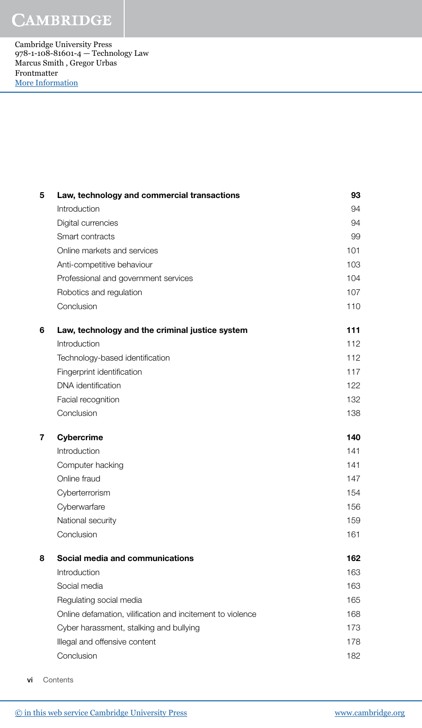| | | |
|---|---|---|
| **5** | **Law, technology and commercial transactions** | **93** |
| | Introduction | 94 |
| | Digital currencies | 94 |
| | Smart contracts | 99 |
| | Online markets and services | 101 |
| | Anti-competitive behaviour | 103 |
| | Professional and government services | 104 |
| | Robotics and regulation | 107 |
| | Conclusion | 110 |
| **6** | **Law, technology and the criminal justice system** | **111** |
| | Introduction | 112 |
| | Technology-based identification | 112 |
| | Fingerprint identification | 117 |
| | DNA identification | 122 |
| | Facial recognition | 132 |
| | Conclusion | 138 |
| **7** | **Cybercrime** | **140** |
| | Introduction | 141 |
| | Computer hacking | 141 |
| | Online fraud | 147 |
| | Cyberterrorism | 154 |
| | Cyberwarfare | 156 |
| | National security | 159 |
| | Conclusion | 161 |
| **8** | **Social media and communications** | **162** |
| | Introduction | 163 |
| | Social media | 163 |
| | Regulating social media | 165 |
| | Online defamation, vilification and incitement to violence | 168 |
| | Cyber harassment, stalking and bullying | 173 |
| | Illegal and offensive content | 178 |
| | Conclusion | 182 |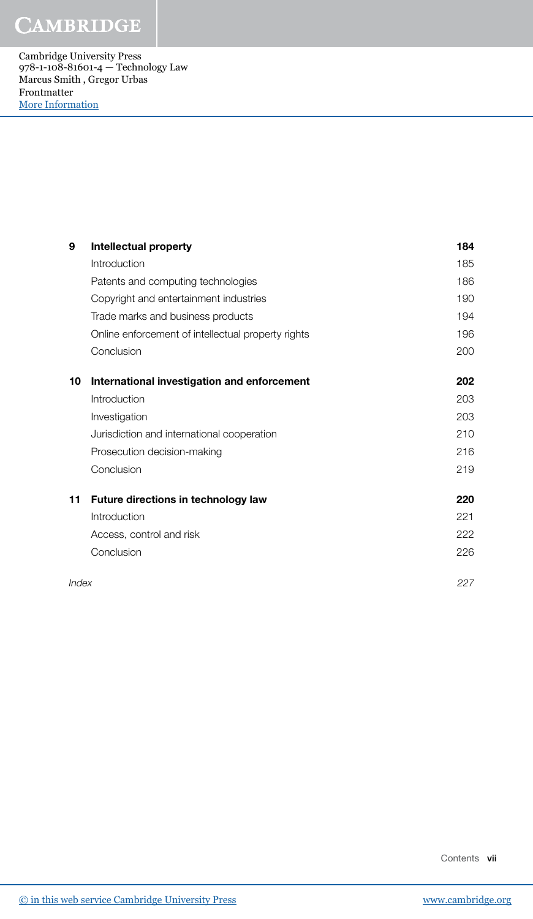| | | |
|---|---|---|
| **9** | **Intellectual property** | **184** |
| | Introduction | 185 |
| | Patents and computing technologies | 186 |
| | Copyright and entertainment industries | 190 |
| | Trade marks and business products | 194 |
| | Online enforcement of intellectual property rights | 196 |
| | Conclusion | 200 |
| **10** | **International investigation and enforcement** | **202** |
| | Introduction | 203 |
| | Investigation | 203 |
| | Jurisdiction and international cooperation | 210 |
| | Prosecution decision-making | 216 |
| | Conclusion | 219 |
| **11** | **Future directions in technology law** | **220** |
| | Introduction | 221 |
| | Access, control and risk | 222 |
| | Conclusion | 226 |
| *Index* | | *227* |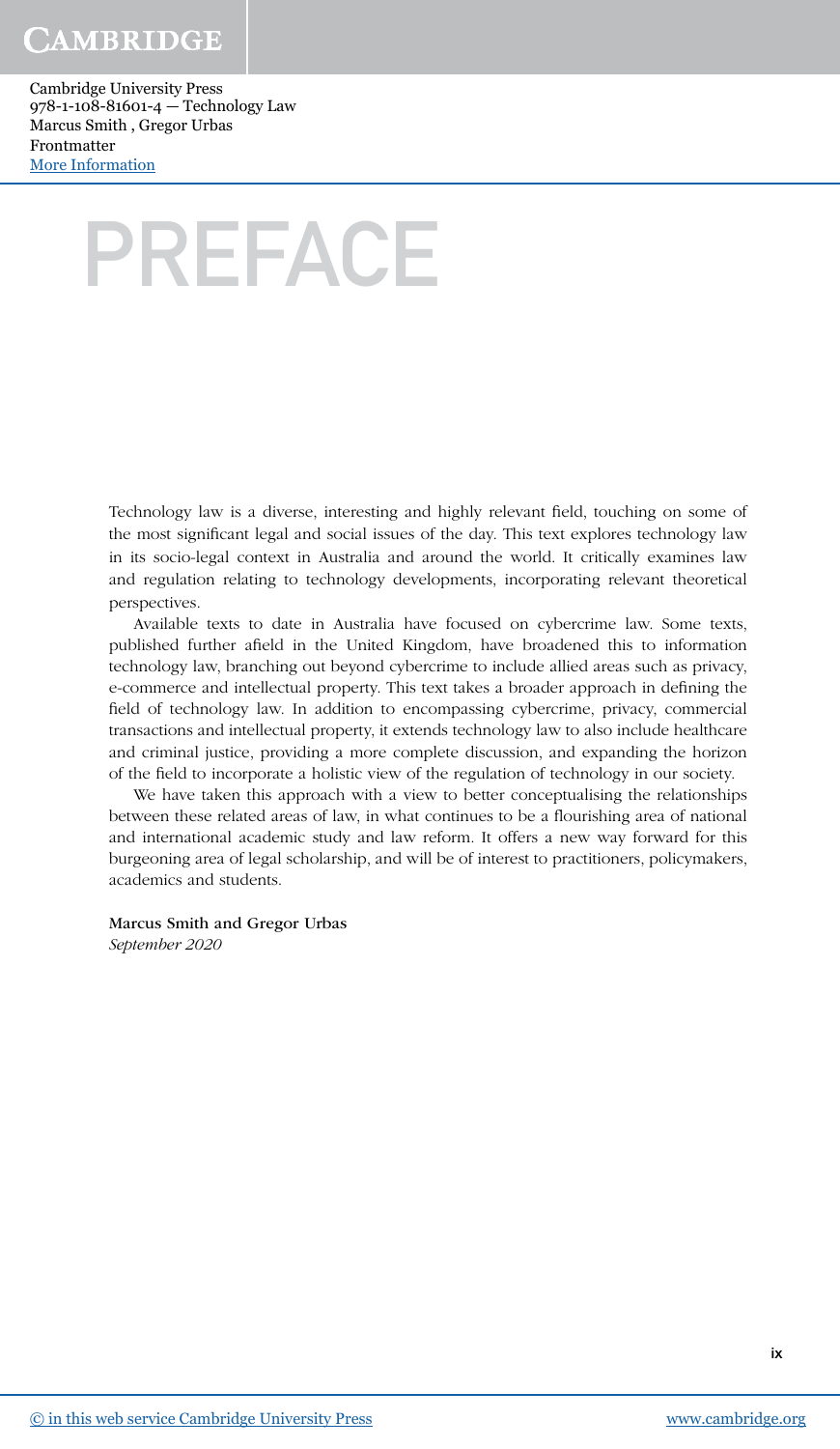# PREFACE

Technology law is a diverse, interesting and highly relevant field, touching on some of the most significant legal and social issues of the day. This text explores technology law in its socio-legal context in Australia and around the world. It critically examines law and regulation relating to technology developments, incorporating relevant theoretical perspectives.

Available texts to date in Australia have focused on cybercrime law. Some texts, published further afield in the United Kingdom, have broadened this to information technology law, branching out beyond cybercrime to include allied areas such as privacy, e-commerce and intellectual property. This text takes a broader approach in defining the field of technology law. In addition to encompassing cybercrime, privacy, commercial transactions and intellectual property, it extends technology law to also include healthcare and criminal justice, providing a more complete discussion, and expanding the horizon of the field to incorporate a holistic view of the regulation of technology in our society.

We have taken this approach with a view to better conceptualising the relationships between these related areas of law, in what continues to be a flourishing area of national and international academic study and law reform. It offers a new way forward for this burgeoning area of legal scholarship, and will be of interest to practitioners, policymakers, academics and students.

Marcus Smith and Gregor Urbas
*September 2020*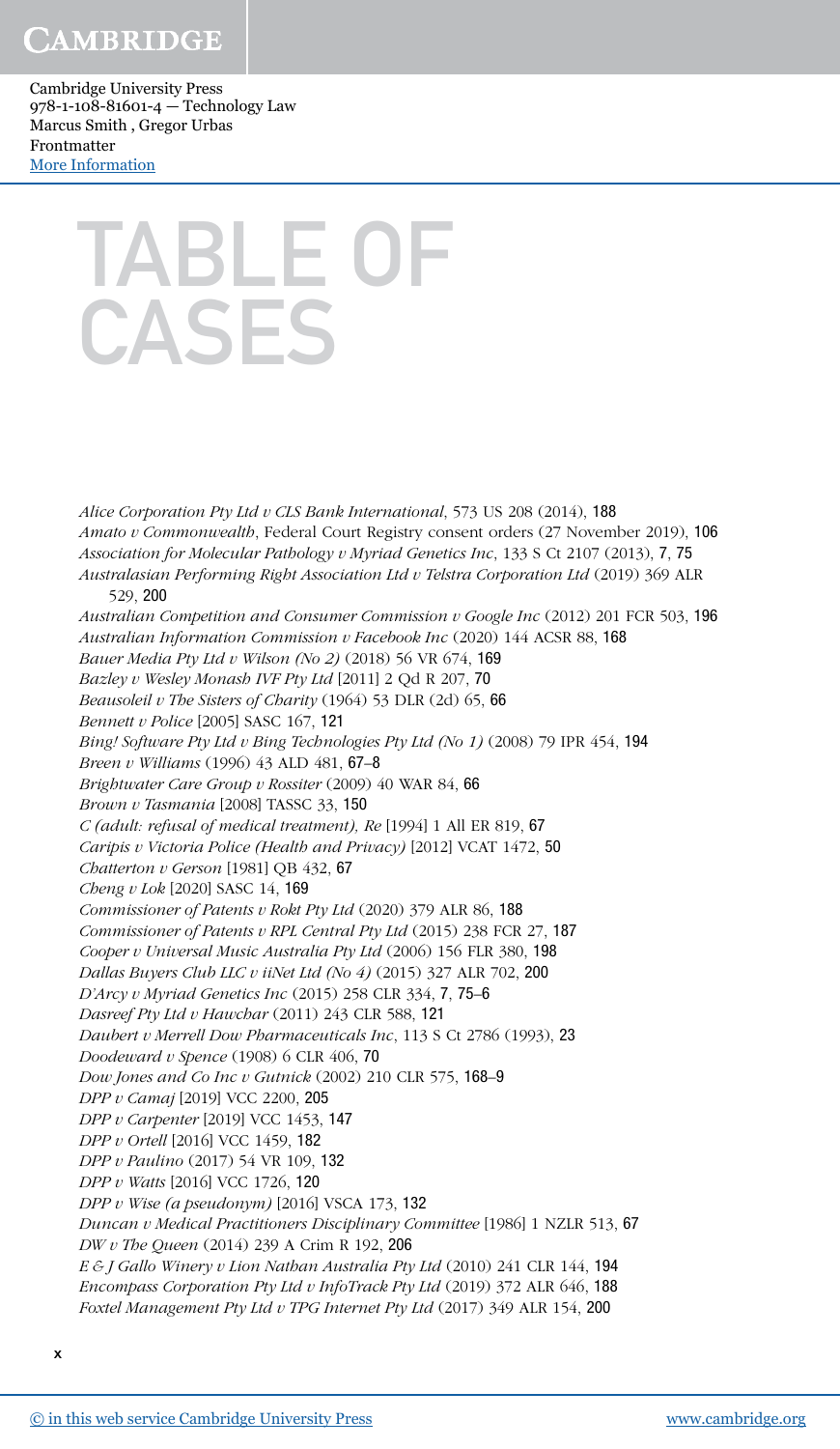# TABLE OF CASES

*Alice Corporation Pty Ltd v CLS Bank International*, 573 US 208 (2014), 188
*Amato v Commonwealth*, Federal Court Registry consent orders (27 November 2019), 106
*Association for Molecular Pathology v Myriad Genetics Inc*, 133 S Ct 2107 (2013), 7, 75
*Australasian Performing Right Association Ltd v Telstra Corporation Ltd* (2019) 369 ALR 529, 200
*Australian Competition and Consumer Commission v Google Inc* (2012) 201 FCR 503, 196
*Australian Information Commission v Facebook Inc* (2020) 144 ACSR 88, 168
*Bauer Media Pty Ltd v Wilson (No 2)* (2018) 56 VR 674, 169
*Bazley v Wesley Monash IVF Pty Ltd* [2011] 2 Qd R 207, 70
*Beausoleil v The Sisters of Charity* (1964) 53 DLR (2d) 65, 66
*Bennett v Police* [2005] SASC 167, 121
*Bing! Software Pty Ltd v Bing Technologies Pty Ltd (No 1)* (2008) 79 IPR 454, 194
*Breen v Williams* (1996) 43 ALD 481, 67–8
*Brightwater Care Group v Rossiter* (2009) 40 WAR 84, 66
*Brown v Tasmania* [2008] TASSC 33, 150
*C (adult: refusal of medical treatment), Re* [1994] 1 All ER 819, 67
*Caripis v Victoria Police (Health and Privacy)* [2012] VCAT 1472, 50
*Chatterton v Gerson* [1981] QB 432, 67
*Cheng v Lok* [2020] SASC 14, 169
*Commissioner of Patents v Rokt Pty Ltd* (2020) 379 ALR 86, 188
*Commissioner of Patents v RPL Central Pty Ltd* (2015) 238 FCR 27, 187
*Cooper v Universal Music Australia Pty Ltd* (2006) 156 FLR 380, 198
*Dallas Buyers Club LLC v iiNet Ltd (No 4)* (2015) 327 ALR 702, 200
*D'Arcy v Myriad Genetics Inc* (2015) 258 CLR 334, 7, 75–6
*Dasreef Pty Ltd v Hawchar* (2011) 243 CLR 588, 121
*Daubert v Merrell Dow Pharmaceuticals Inc*, 113 S Ct 2786 (1993), 23
*Doodeward v Spence* (1908) 6 CLR 406, 70
*Dow Jones and Co Inc v Gutnick* (2002) 210 CLR 575, 168–9
*DPP v Camaj* [2019] VCC 2200, 205
*DPP v Carpenter* [2019] VCC 1453, 147
*DPP v Ortell* [2016] VCC 1459, 182
*DPP v Paulino* (2017) 54 VR 109, 132
*DPP v Watts* [2016] VCC 1726, 120
*DPP v Wise (a pseudonym)* [2016] VSCA 173, 132
*Duncan v Medical Practitioners Disciplinary Committee* [1986] 1 NZLR 513, 67
*DW v The Queen* (2014) 239 A Crim R 192, 206
*E & J Gallo Winery v Lion Nathan Australia Pty Ltd* (2010) 241 CLR 144, 194
*Encompass Corporation Pty Ltd v InfoTrack Pty Ltd* (2019) 372 ALR 646, 188
*Foxtel Management Pty Ltd v TPG Internet Pty Ltd* (2017) 349 ALR 154, 200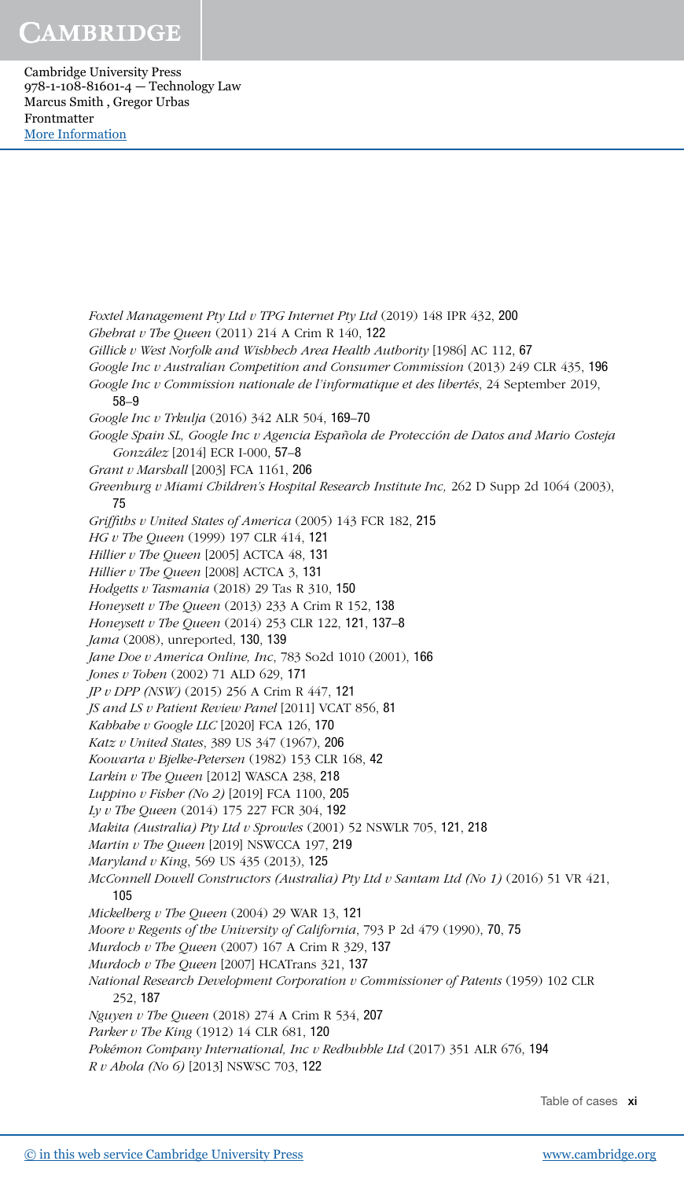*Foxtel Management Pty Ltd v TPG Internet Pty Ltd* (2019) 148 IPR 432, 200
*Ghebrat v The Queen* (2011) 214 A Crim R 140, 122
*Gillick v West Norfolk and Wisbbech Area Health Authority* [1986] AC 112, 67
*Google Inc v Australian Competition and Consumer Commission* (2013) 249 CLR 435, 196
*Google Inc v Commission nationale de l'informatique et des libertés*, 24 September 2019, 58–9
*Google Inc v Trkulja* (2016) 342 ALR 504, 169–70
*Google Spain SL, Google Inc v Agencia Española de Protección de Datos and Mario Costeja González* [2014] ECR I-000, 57–8
*Grant v Marshall* [2003] FCA 1161, 206
*Greenburg v Miami Children's Hospital Research Institute Inc,* 262 D Supp 2d 1064 (2003), 75
*Griffiths v United States of America* (2005) 143 FCR 182, 215
*HG v The Queen* (1999) 197 CLR 414, 121
*Hillier v The Queen* [2005] ACTCA 48, 131
*Hillier v The Queen* [2008] ACTCA 3, 131
*Hodgetts v Tasmania* (2018) 29 Tas R 310, 150
*Honeysett v The Queen* (2013) 233 A Crim R 152, 138
*Honeysett v The Queen* (2014) 253 CLR 122, 121, 137–8
*Jama* (2008), unreported, 130, 139
*Jane Doe v America Online, Inc*, 783 So2d 1010 (2001), 166
*Jones v Toben* (2002) 71 ALD 629, 171
*JP v DPP (NSW)* (2015) 256 A Crim R 447, 121
*JS and LS v Patient Review Panel* [2011] VCAT 856, 81
*Kabbabe v Google LLC* [2020] FCA 126, 170
*Katz v United States*, 389 US 347 (1967), 206
*Koowarta v Bjelke-Petersen* (1982) 153 CLR 168, 42
*Larkin v The Queen* [2012] WASCA 238, 218
*Luppino v Fisher (No 2)* [2019] FCA 1100, 205
*Ly v The Queen* (2014) 175 227 FCR 304, 192
*Makita (Australia) Pty Ltd v Sprowles* (2001) 52 NSWLR 705, 121, 218
*Martin v The Queen* [2019] NSWCCA 197, 219
*Maryland v King*, 569 US 435 (2013), 125
*McConnell Dowell Constructors (Australia) Pty Ltd v Santam Ltd (No 1)* (2016) 51 VR 421, 105
*Mickelberg v The Queen* (2004) 29 WAR 13, 121
*Moore v Regents of the University of California*, 793 P 2d 479 (1990), 70, 75
*Murdoch v The Queen* (2007) 167 A Crim R 329, 137
*Murdoch v The Queen* [2007] HCATrans 321, 137
*National Research Development Corporation v Commissioner of Patents* (1959) 102 CLR 252, 187
*Nguyen v The Queen* (2018) 274 A Crim R 534, 207
*Parker v The King* (1912) 14 CLR 681, 120
*Pokémon Company International, Inc v Redbubble Ltd* (2017) 351 ALR 676, 194
*R v Ahola (No 6)* [2013] NSWSC 703, 122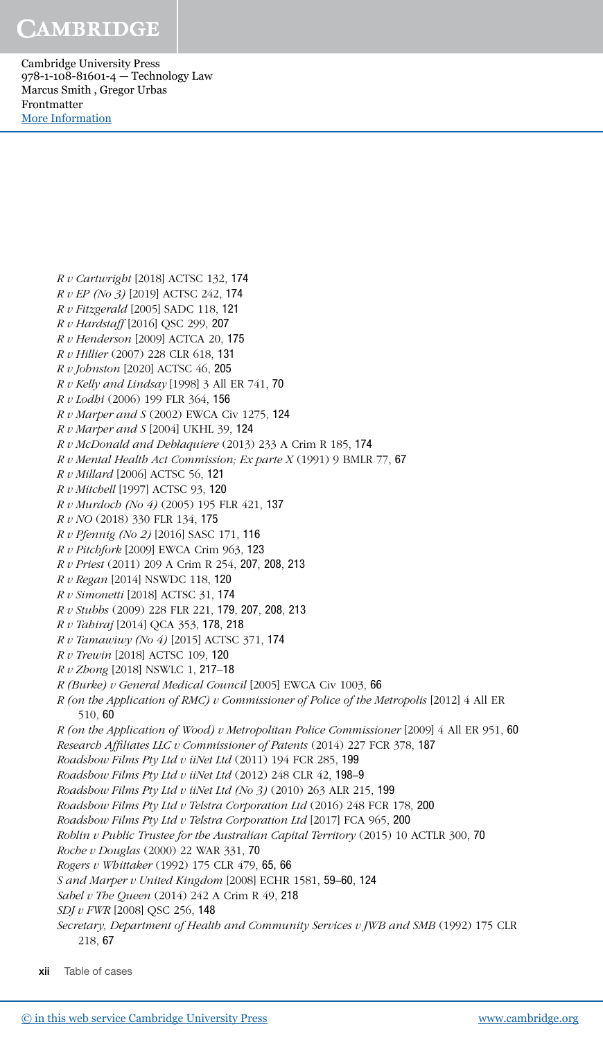*R v Cartwright* [2018] ACTSC 132, 174
*R v EP (No 3)* [2019] ACTSC 242, 174
*R v Fitzgerald* [2005] SADC 118, 121
*R v Hardstaff* [2016] QSC 299, 207
*R v Henderson* [2009] ACTCA 20, 175
*R v Hillier* (2007) 228 CLR 618, 131
*R v Johnston* [2020] ACTSC 46, 205
*R v Kelly and Lindsay* [1998] 3 All ER 741, 70
*R v Lodhi* (2006) 199 FLR 364, 156
*R v Marper and S* (2002) EWCA Civ 1275, 124
*R v Marper and S* [2004] UKHL 39, 124
*R v McDonald and Deblaquiere* (2013) 233 A Crim R 185, 174
*R v Mental Health Act Commission; Ex parte X* (1991) 9 BMLR 77, 67
*R v Millard* [2006] ACTSC 56, 121
*R v Mitchell* [1997] ACTSC 93, 120
*R v Murdoch (No 4)* (2005) 195 FLR 421, 137
*R v NO* (2018) 330 FLR 134, 175
*R v Pfennig (No 2)* [2016] SASC 171, 116
*R v Pitchfork* [2009] EWCA Crim 963, 123
*R v Priest* (2011) 209 A Crim R 254, 207, 208, 213
*R v Regan* [2014] NSWDC 118, 120
*R v Simonetti* [2018] ACTSC 31, 174
*R v Stubbs* (2009) 228 FLR 221, 179, 207, 208, 213
*R v Tahiraj* [2014] QCA 353, 178, 218
*R v Tamawiwy (No 4)* [2015] ACTSC 371, 174
*R v Trewin* [2018] ACTSC 109, 120
*R v Zhong* [2018] NSWLC 1, 217–18
*R (Burke) v General Medical Council* [2005] EWCA Civ 1003, 66
*R (on the Application of RMC) v Commissioner of Police of the Metropolis* [2012] 4 All ER 510, 60
*R (on the Application of Wood) v Metropolitan Police Commissioner* [2009] 4 All ER 951, 60
*Research Affiliates LLC v Commissioner of Patents* (2014) 227 FCR 378, 187
*Roadshow Films Pty Ltd v iiNet Ltd* (2011) 194 FCR 285, 199
*Roadshow Films Pty Ltd v iiNet Ltd* (2012) 248 CLR 42, 198–9
*Roadshow Films Pty Ltd v iiNet Ltd (No 3)* (2010) 263 ALR 215, 199
*Roadshow Films Pty Ltd v Telstra Corporation Ltd* (2016) 248 FCR 178, 200
*Roadshow Films Pty Ltd v Telstra Corporation Ltd* [2017] FCA 965, 200
*Roblin v Public Trustee for the Australian Capital Territory* (2015) 10 ACTLR 300, 70
*Roche v Douglas* (2000) 22 WAR 331, 70
*Rogers v Whittaker* (1992) 175 CLR 479, 65, 66
*S and Marper v United Kingdom* [2008] ECHR 1581, 59–60, 124
*Sabel v The Queen* (2014) 242 A Crim R 49, 218
*SDJ v FWR* [2008] QSC 256, 148
*Secretary, Department of Health and Community Services v JWB and SMB* (1992) 175 CLR 218, 67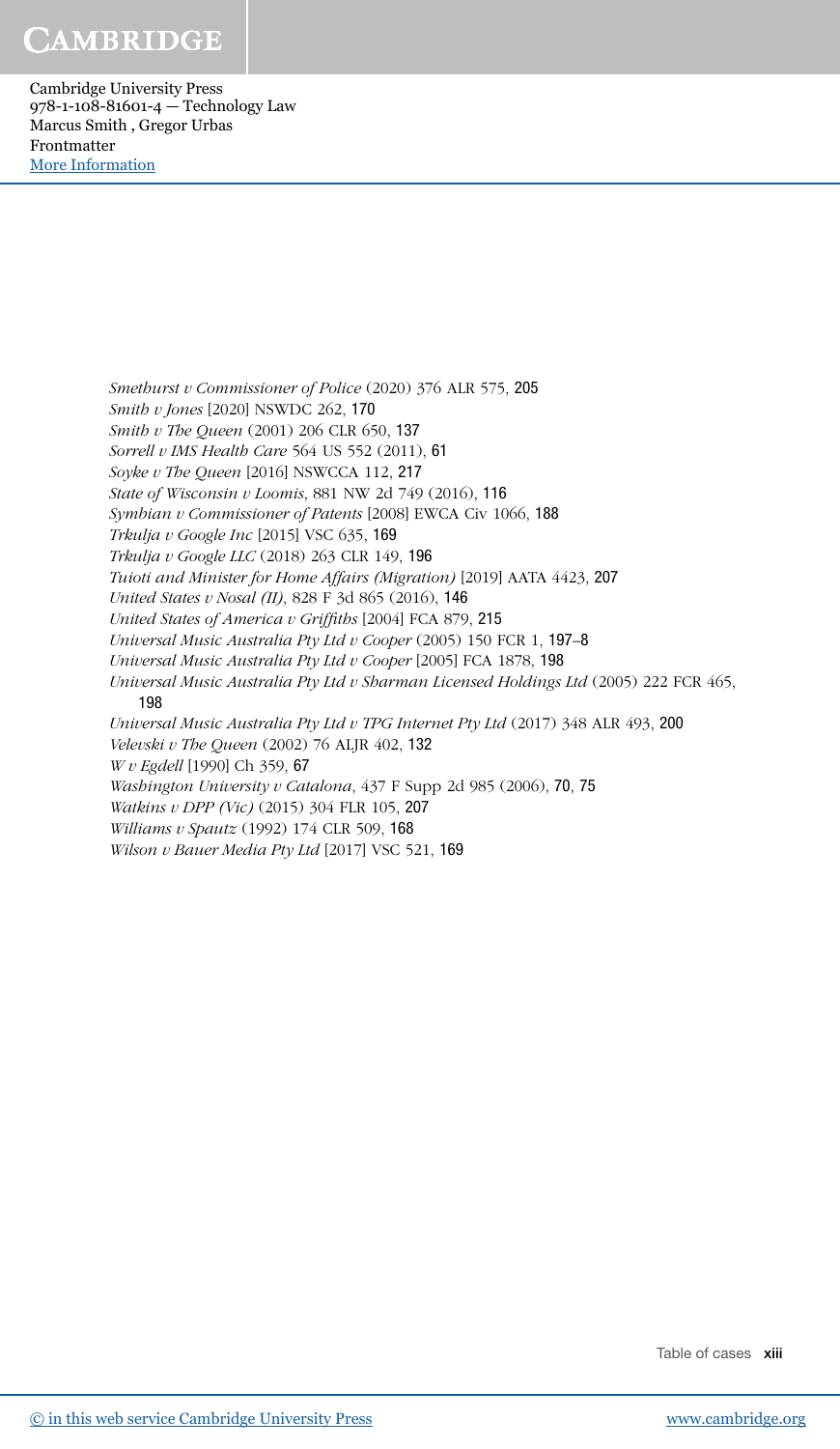*Smethurst v Commissioner of Police* (2020) 376 ALR 575, 205
*Smith v Jones* [2020] NSWDC 262, 170
*Smith v The Queen* (2001) 206 CLR 650, 137
*Sorrell v IMS Health Care* 564 US 552 (2011), 61
*Soyke v The Queen* [2016] NSWCCA 112, 217
*State of Wisconsin v Loomis*, 881 NW 2d 749 (2016), 116
*Symbian v Commissioner of Patents* [2008] EWCA Civ 1066, 188
*Trkulja v Google Inc* [2015] VSC 635, 169
*Trkulja v Google LLC* (2018) 263 CLR 149, 196
*Tuioti and Minister for Home Affairs (Migration)* [2019] AATA 4423, 207
*United States v Nosal (II)*, 828 F 3d 865 (2016), 146
*United States of America v Griffiths* [2004] FCA 879, 215
*Universal Music Australia Pty Ltd v Cooper* (2005) 150 FCR 1, 197–8
*Universal Music Australia Pty Ltd v Cooper* [2005] FCA 1878, 198
*Universal Music Australia Pty Ltd v Sharman Licensed Holdings Ltd* (2005) 222 FCR 465, 198
*Universal Music Australia Pty Ltd v TPG Internet Pty Ltd* (2017) 348 ALR 493, 200
*Velevski v The Queen* (2002) 76 ALJR 402, 132
*W v Egdell* [1990] Ch 359, 67
*Washington University v Catalona*, 437 F Supp 2d 985 (2006), 70, 75
*Watkins v DPP (Vic)* (2015) 304 FLR 105, 207
*Williams v Spautz* (1992) 174 CLR 509, 168
*Wilson v Bauer Media Pty Ltd* [2017] VSC 521, 169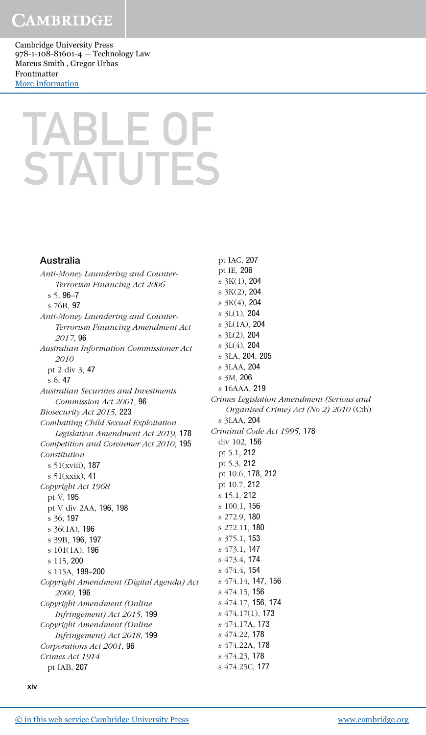# TABLE OF STATUTES

## Australia

*Anti-Money Laundering and Counter-Terrorism Financing Act 2006*
- s 5, 96–7
- s 76B, 97

*Anti-Money Laundering and Counter-Terrorism Financing Amendment Act 2017*, 96

*Australian Information Commissioner Act 2010*
- pt 2 div 3, 47
- s 6, 47

*Australian Securities and Investments Commission Act 2001*, 96

*Biosecurity Act 2015*, 223

*Combatting Child Sexual Exploitation Legislation Amendment Act 2019*, 178

*Competition and Consumer Act 2010*, 195

*Constitution*
- s 51(xviii), 187
- s 51(xxix), 41

*Copyright Act 1968*
- pt V, 195
- pt V div 2AA, 196, 198
- s 36, 197
- s 36(1A), 196
- s 39B, 196, 197
- s 101(1A), 196
- s 115, 200
- s 115A, 199–200

*Copyright Amendment (Digital Agenda) Act 2000*, 196

*Copyright Amendment (Online Infringement) Act 2015*, 199

*Copyright Amendment (Online Infringement) Act 2018*, 199

*Corporations Act 2001*, 96

*Crimes Act 1914*
- pt IAB, 207
- pt IAC, 207
- pt IE, 206
- s 3K(1), 204
- s 3K(2), 204
- s 3K(4), 204
- s 3L(1), 204
- s 3L(1A), 204
- s 3L(2), 204
- s 3L(4), 204
- s 3LA, 204, 205
- s 3LAA, 204
- s 3M, 206
- s 16AAA, 219

*Crimes Legislation Amendment (Serious and Organised Crime) Act (No 2) 2010* (Cth)
- s 3LAA, 204

*Criminal Code Act 1995*, 178
- div 102, 156
- pt 5.1, 212
- pt 5.3, 212
- pt 10.6, 178, 212
- pt 10.7, 212
- s 15.1, 212
- s 100.1, 156
- s 272.9, 180
- s 272.11, 180
- s 375.1, 153
- s 473.1, 147
- s 473.4, 174
- s 474.4, 154
- s 474.14, 147, 156
- s 474.15, 156
- s 474.17, 156, 174
- s 474.17(1), 173
- s 474.17A, 173
- s 474.22, 178
- s 474.22A, 178
- s 474.23, 178
- s 474.25C, 177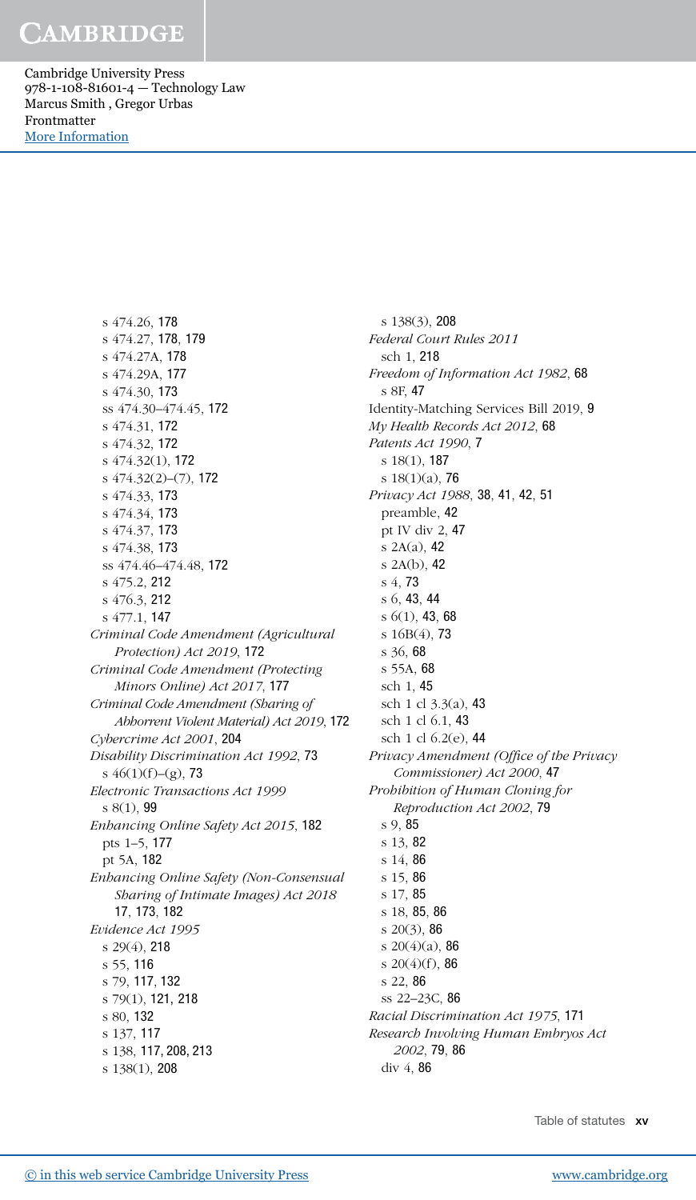s 474.26, 178
s 474.27, 178, 179
s 474.27A, 178
s 474.29A, 177
s 474.30, 173
ss 474.30–474.45, 172
s 474.31, 172
s 474.32, 172
s 474.32(1), 172
s 474.32(2)–(7), 172
s 474.33, 173
s 474.34, 173
s 474.37, 173
s 474.38, 173
ss 474.46–474.48, 172
s 475.2, 212
s 476.3, 212
s 477.1, 147

*Criminal Code Amendment (Agricultural Protection) Act 2019*, 172

*Criminal Code Amendment (Protecting Minors Online) Act 2017*, 177

*Criminal Code Amendment (Sharing of Abhorrent Violent Material) Act 2019*, 172

*Cybercrime Act 2001*, 204

*Disability Discrimination Act 1992*, 73
s 46(1)(f)–(g), 73

*Electronic Transactions Act 1999*
s 8(1), 99

*Enhancing Online Safety Act 2015*, 182
pts 1–5, 177
pt 5A, 182

*Enhancing Online Safety (Non-Consensual Sharing of Intimate Images) Act 2018* 17, 173, 182

*Evidence Act 1995*
s 29(4), 218
s 55, 116
s 79, 117, 132
s 79(1), 121, 218
s 80, 132
s 137, 117
s 138, 117, 208, 213
s 138(1), 208
s 138(3), 208

*Federal Court Rules 2011*
sch 1, 218

*Freedom of Information Act 1982*, 68
s 8F, 47

Identity-Matching Services Bill 2019, 9

*My Health Records Act 2012*, 68

*Patents Act 1990*, 7
s 18(1), 187
s 18(1)(a), 76

*Privacy Act 1988*, 38, 41, 42, 51
preamble, 42
pt IV div 2, 47
s 2A(a), 42
s 2A(b), 42
s 4, 73
s 6, 43, 44
s 6(1), 43, 68
s 16B(4), 73
s 36, 68
s 55A, 68
sch 1, 45
sch 1 cl 3.3(a), 43
sch 1 cl 6.1, 43
sch 1 cl 6.2(e), 44

*Privacy Amendment (Office of the Privacy Commissioner) Act 2000*, 47

*Prohibition of Human Cloning for Reproduction Act 2002*, 79
s 9, 85
s 13, 82
s 14, 86
s 15, 86
s 17, 85
s 18, 85, 86
s 20(3), 86
s 20(4)(a), 86
s 20(4)(f), 86
s 22, 86
ss 22–23C, 86

*Racial Discrimination Act 1975*, 171

*Research Involving Human Embryos Act 2002*, 79, 86
div 4, 86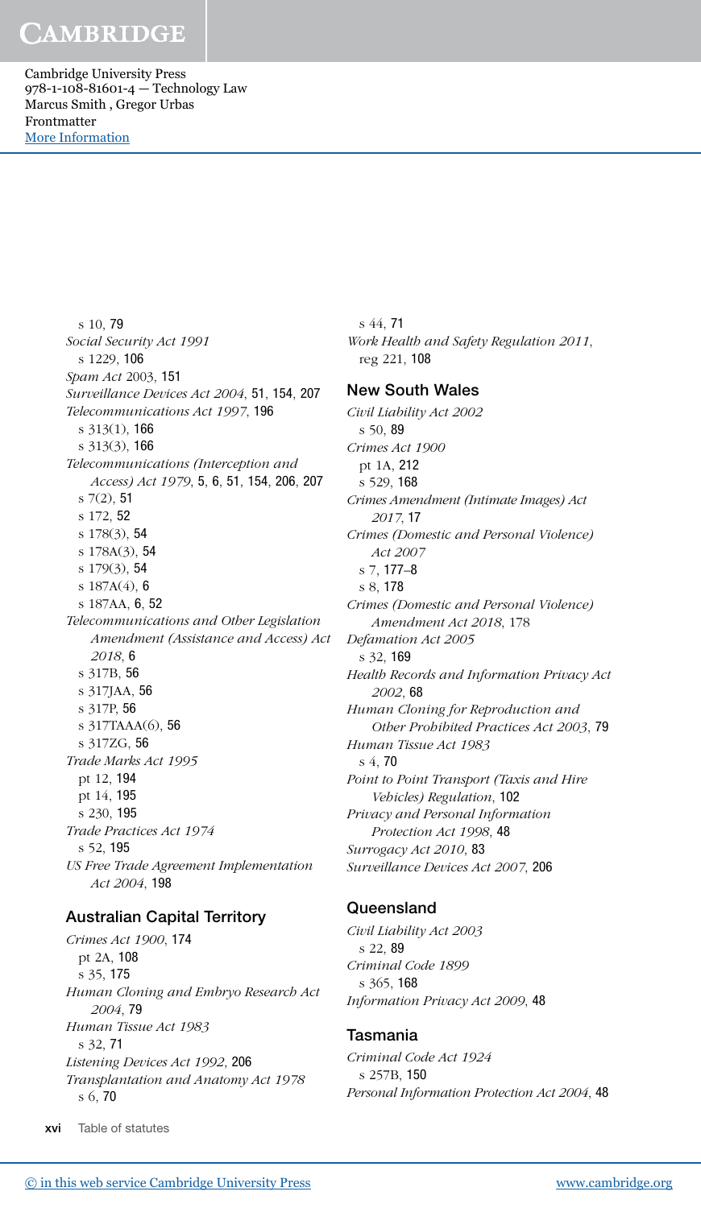s 10, 79

*Social Security Act 1991*

s 1229, 106

*Spam Act* 2003, 151

*Surveillance Devices Act 2004*, 51, 154, 207

*Telecommunications Act 1997*, 196

s 313(1), 166

s 313(3), 166

*Telecommunications (Interception and Access) Act 1979*, 5, 6, 51, 154, 206, 207

s 7(2), 51

s 172, 52

s 178(3), 54

s 178A(3), 54

s 179(3), 54

s 187A(4), 6

s 187AA, 6, 52

*Telecommunications and Other Legislation Amendment (Assistance and Access) Act 2018*, 6

s 317B, 56

s 317JAA, 56

s 317P, 56

s 317TAAA(6), 56

s 317ZG, 56

*Trade Marks Act 1995*

pt 12, 194

pt 14, 195

s 230, 195

*Trade Practices Act 1974*

s 52, 195

*US Free Trade Agreement Implementation Act 2004*, 198

### Australian Capital Territory

*Crimes Act 1900*, 174

pt 2A, 108

s 35, 175

*Human Cloning and Embryo Research Act 2004*, 79

*Human Tissue Act 1983*

s 32, 71

*Listening Devices Act 1992*, 206

*Transplantation and Anatomy Act 1978*

s 6, 70

s 44, 71

*Work Health and Safety Regulation 2011*, reg 221, 108

### New South Wales

*Civil Liability Act 2002*

s 50, 89

*Crimes Act 1900*

pt 1A, 212

s 529, 168

*Crimes Amendment (Intimate Images) Act 2017*, 17

*Crimes (Domestic and Personal Violence) Act 2007*

s 7, 177–8

s 8, 178

*Crimes (Domestic and Personal Violence) Amendment Act 2018*, 178

*Defamation Act 2005*

s 32, 169

*Health Records and Information Privacy Act 2002*, 68

*Human Cloning for Reproduction and Other Prohibited Practices Act 2003*, 79

*Human Tissue Act 1983*

s 4, 70

*Point to Point Transport (Taxis and Hire Vehicles) Regulation*, 102

*Privacy and Personal Information Protection Act 1998*, 48

*Surrogacy Act 2010*, 83

*Surveillance Devices Act 2007*, 206

### Queensland

*Civil Liability Act 2003*

s 22, 89

*Criminal Code 1899*

s 365, 168

*Information Privacy Act 2009*, 48

### Tasmania

*Criminal Code Act 1924*

s 257B, 150

*Personal Information Protection Act 2004*, 48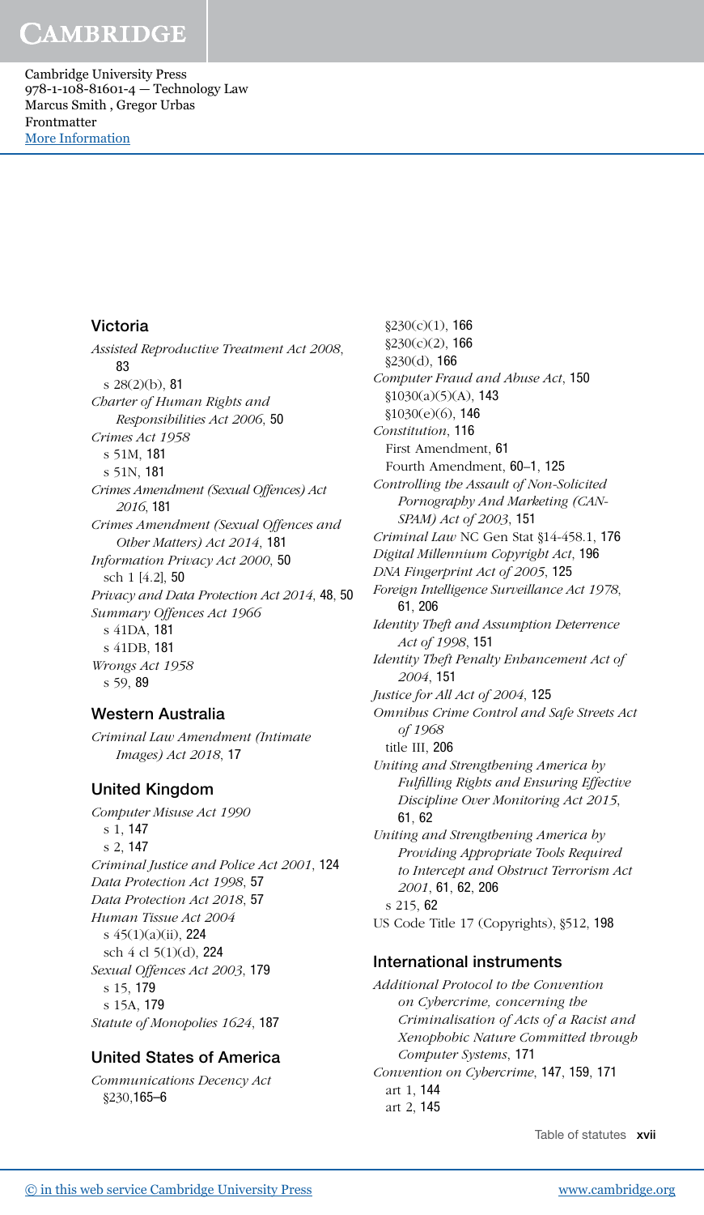### Victoria

*Assisted Reproductive Treatment Act 2008*, 83
- s 28(2)(b), 81

*Charter of Human Rights and Responsibilities Act 2006*, 50

*Crimes Act 1958*
- s 51M, 181
- s 51N, 181

*Crimes Amendment (Sexual Offences) Act 2016*, 181

*Crimes Amendment (Sexual Offences and Other Matters) Act 2014*, 181

*Information Privacy Act 2000*, 50
- sch 1 [4.2], 50

*Privacy and Data Protection Act 2014*, 48, 50

*Summary Offences Act 1966*
- s 41DA, 181
- s 41DB, 181

*Wrongs Act 1958*
- s 59, 89

### Western Australia

*Criminal Law Amendment (Intimate Images) Act 2018*, 17

### United Kingdom

*Computer Misuse Act 1990*
- s 1, 147
- s 2, 147

*Criminal Justice and Police Act 2001*, 124

*Data Protection Act 1998*, 57

*Data Protection Act 2018*, 57

*Human Tissue Act 2004*
- s 45(1)(a)(ii), 224
- sch 4 cl 5(1)(d), 224

*Sexual Offences Act 2003*, 179
- s 15, 179
- s 15A, 179

*Statute of Monopolies 1624*, 187

### United States of America

*Communications Decency Act*
- §230,165–6
- §230(c)(1), 166
- §230(c)(2), 166
- §230(d), 166

*Computer Fraud and Abuse Act*, 150
- §1030(a)(5)(A), 143
- §1030(e)(6), 146

*Constitution*, 116
- First Amendment, 61
- Fourth Amendment, 60–1, 125

*Controlling the Assault of Non-Solicited Pornography And Marketing (CAN-SPAM) Act of 2003*, 151

*Criminal Law* NC Gen Stat §14-458.1, 176

*Digital Millennium Copyright Act*, 196

*DNA Fingerprint Act of 2005*, 125

*Foreign Intelligence Surveillance Act 1978*, 61, 206

*Identity Theft and Assumption Deterrence Act of 1998*, 151

*Identity Theft Penalty Enhancement Act of 2004*, 151

*Justice for All Act of 2004*, 125

*Omnibus Crime Control and Safe Streets Act of 1968*
- title III, 206

*Uniting and Strengthening America by Fulfilling Rights and Ensuring Effective Discipline Over Monitoring Act 2015*, 61, 62

*Uniting and Strengthening America by Providing Appropriate Tools Required to Intercept and Obstruct Terrorism Act 2001*, 61, 62, 206
- s 215, 62

US Code Title 17 (Copyrights), §512, 198

### International instruments

*Additional Protocol to the Convention on Cybercrime, concerning the Criminalisation of Acts of a Racist and Xenophobic Nature Committed through Computer Systems*, 171

*Convention on Cybercrime*, 147, 159, 171
- art 1, 144
- art 2, 145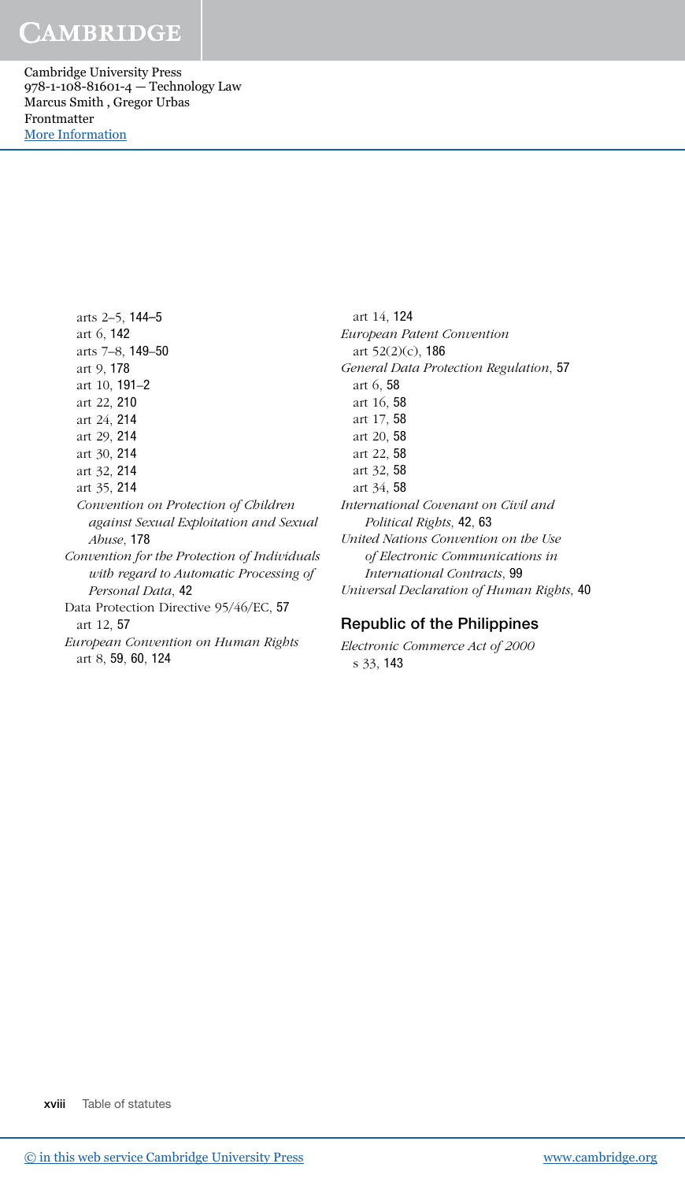arts 2–5, 144–5
art 6, 142
arts 7–8, 149–50
art 9, 178
art 10, 191–2
art 22, 210
art 24, 214
art 29, 214
art 30, 214
art 32, 214
art 35, 214
*Convention on Protection of Children against Sexual Exploitation and Sexual Abuse*, 178
*Convention for the Protection of Individuals with regard to Automatic Processing of Personal Data*, 42
Data Protection Directive 95/46/EC, 57
art 12, 57
*European Convention on Human Rights*
art 8, 59, 60, 124
art 14, 124
*European Patent Convention*
art 52(2)(c), 186
*General Data Protection Regulation*, 57
art 6, 58
art 16, 58
art 17, 58
art 20, 58
art 22, 58
art 32, 58
art 34, 58
*International Covenant on Civil and Political Rights*, 42, 63
*United Nations Convention on the Use of Electronic Communications in International Contracts*, 99
*Universal Declaration of Human Rights*, 40

## Republic of the Philippines

*Electronic Commerce Act of 2000*
s 33, 143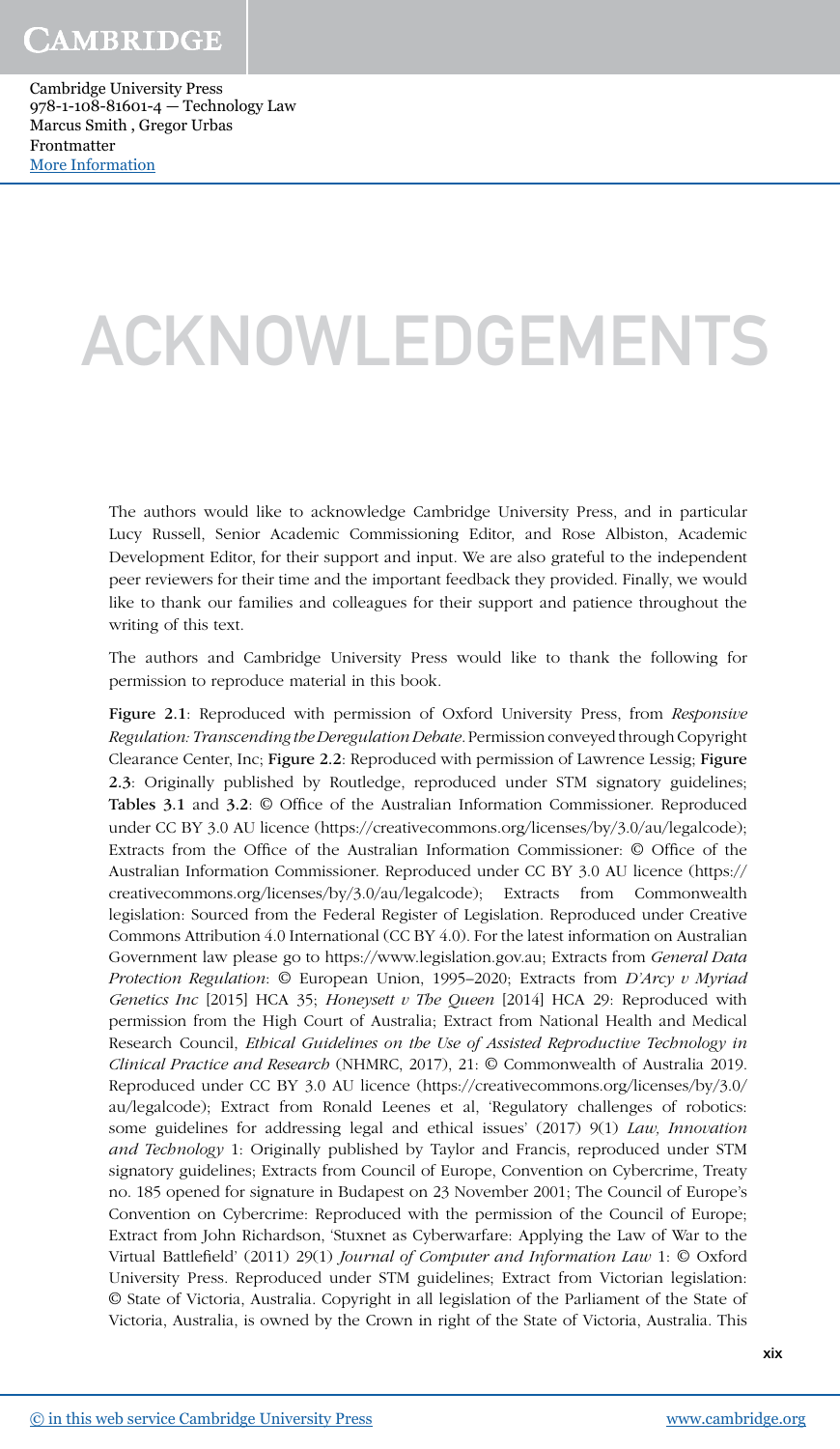# ACKNOWLEDGEMENTS

The authors would like to acknowledge Cambridge University Press, and in particular Lucy Russell, Senior Academic Commissioning Editor, and Rose Albiston, Academic Development Editor, for their support and input. We are also grateful to the independent peer reviewers for their time and the important feedback they provided. Finally, we would like to thank our families and colleagues for their support and patience throughout the writing of this text.

The authors and Cambridge University Press would like to thank the following for permission to reproduce material in this book.

**Figure 2.1**: Reproduced with permission of Oxford University Press, from *Responsive Regulation: Transcending the Deregulation Debate*. Permission conveyed through Copyright Clearance Center, Inc; **Figure 2.2**: Reproduced with permission of Lawrence Lessig; **Figure 2.3**: Originally published by Routledge, reproduced under STM signatory guidelines; **Tables 3.1** and **3.2**: © Office of the Australian Information Commissioner. Reproduced under CC BY 3.0 AU licence (https://creativecommons.org/licenses/by/3.0/au/legalcode); Extracts from the Office of the Australian Information Commissioner: © Office of the Australian Information Commissioner. Reproduced under CC BY 3.0 AU licence (https://creativecommons.org/licenses/by/3.0/au/legalcode); Extracts from Commonwealth legislation: Sourced from the Federal Register of Legislation. Reproduced under Creative Commons Attribution 4.0 International (CC BY 4.0). For the latest information on Australian Government law please go to https://www.legislation.gov.au; Extracts from *General Data Protection Regulation*: © European Union, 1995–2020; Extracts from *D'Arcy v Myriad Genetics Inc* [2015] HCA 35; *Honeysett v The Queen* [2014] HCA 29: Reproduced with permission from the High Court of Australia; Extract from National Health and Medical Research Council, *Ethical Guidelines on the Use of Assisted Reproductive Technology in Clinical Practice and Research* (NHMRC, 2017), 21: © Commonwealth of Australia 2019. Reproduced under CC BY 3.0 AU licence (https://creativecommons.org/licenses/by/3.0/au/legalcode); Extract from Ronald Leenes et al, 'Regulatory challenges of robotics: some guidelines for addressing legal and ethical issues' (2017) 9(1) *Law, Innovation and Technology* 1: Originally published by Taylor and Francis, reproduced under STM signatory guidelines; Extracts from Council of Europe, Convention on Cybercrime, Treaty no. 185 opened for signature in Budapest on 23 November 2001; The Council of Europe's Convention on Cybercrime: Reproduced with the permission of the Council of Europe; Extract from John Richardson, 'Stuxnet as Cyberwarfare: Applying the Law of War to the Virtual Battlefield' (2011) 29(1) *Journal of Computer and Information Law* 1: © Oxford University Press. Reproduced under STM guidelines; Extract from Victorian legislation: © State of Victoria, Australia. Copyright in all legislation of the Parliament of the State of Victoria, Australia, is owned by the Crown in right of the State of Victoria, Australia. This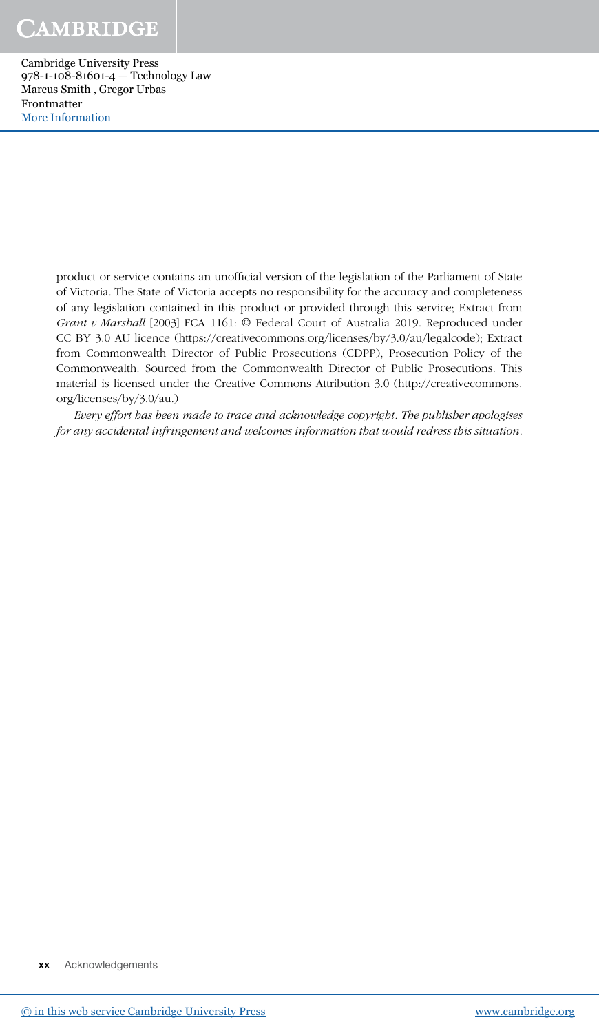product or service contains an unofficial version of the legislation of the Parliament of State of Victoria. The State of Victoria accepts no responsibility for the accuracy and completeness of any legislation contained in this product or provided through this service; Extract from *Grant v Marshall* [2003] FCA 1161: © Federal Court of Australia 2019. Reproduced under CC BY 3.0 AU licence (https://creativecommons.org/licenses/by/3.0/au/legalcode); Extract from Commonwealth Director of Public Prosecutions (CDPP), Prosecution Policy of the Commonwealth: Sourced from the Commonwealth Director of Public Prosecutions. This material is licensed under the Creative Commons Attribution 3.0 (http://creativecommons.org/licenses/by/3.0/au.)

*Every effort has been made to trace and acknowledge copyright. The publisher apologises for any accidental infringement and welcomes information that would redress this situation.*